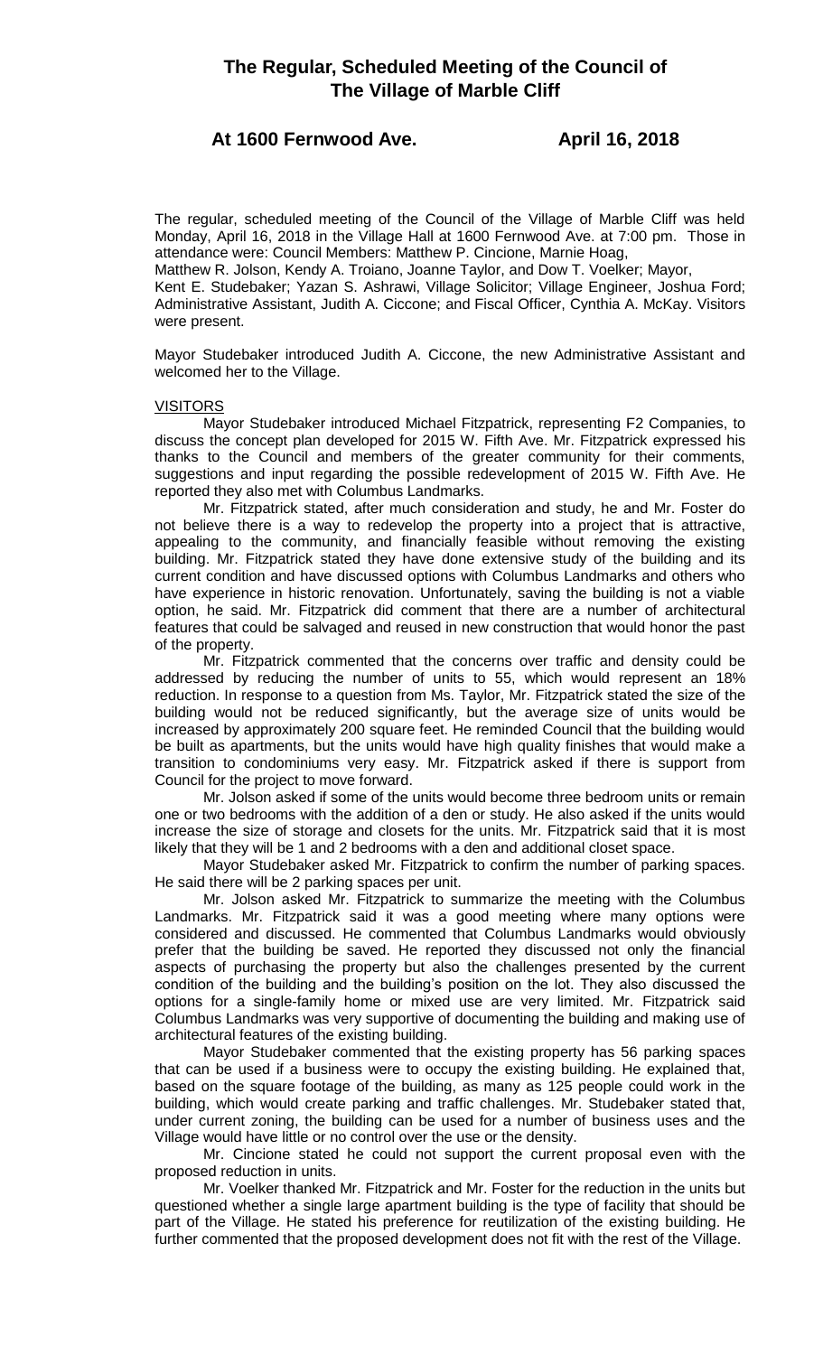# The Regular, Scheduled Meeting of the Council of The Village of Marble Cliff

**At 1600 Fernwood Ave. April 16, 2018**

The regular, scheduled meeting of the Council of the Village of Marble Cliff was held Monday, April 16, 2018 in the Village Hall at 1600 Fernwood Ave. at 7:00 pm. Those in attendance were: Council Members: Matthew P. Cincione, Marnie Hoag, Matthew R. Jolson, Kendy A. Troiano, Joanne Taylor, and Dow T. Voelker; Mayor, Kent E. Studebaker; Yazan S. Ashrawi, Village Solicitor; Village Engineer, Joshua Ford; Administrative Assistant, Judith A. Ciccone; and Fiscal Officer, Cynthia A. McKay. Visitors were present.

Mayor Studebaker introduced Judith A. Ciccone, the new Administrative Assistant and welcomed her to the Village.

## VISITORS

Mayor Studebaker introduced Michael Fitzpatrick, representing F2 Companies, to discuss the concept plan developed for 2015 W. Fifth Ave. Mr. Fitzpatrick expressed his thanks to the Council and members of the greater community for their comments, suggestions and input regarding the possible redevelopment of 2015 W. Fifth Ave. He reported they also met with Columbus Landmarks.

Mr. Fitzpatrick stated, after much consideration and study, he and Mr. Foster do not believe there is a way to redevelop the property into a project that is attractive, appealing to the community, and financially feasible without removing the existing building. Mr. Fitzpatrick stated they have done extensive study of the building and its current condition and have discussed options with Columbus Landmarks and others who have experience in historic renovation. Unfortunately, saving the building is not a viable option, he said. Mr. Fitzpatrick did comment that there are a number of architectural features that could be salvaged and reused in new construction that would honor the past of the property.

Mr. Fitzpatrick commented that the concerns over traffic and density could be addressed by reducing the number of units to 55, which would represent an 18% reduction. In response to a question from Ms. Taylor, Mr. Fitzpatrick stated the size of the building would not be reduced significantly, but the average size of units would be increased by approximately 200 square feet. He reminded Council that the building would be built as apartments, but the units would have high quality finishes that would make a transition to condominiums very easy. Mr. Fitzpatrick asked if there is support from Council for the project to move forward.

Mr. Jolson asked if some of the units would become three bedroom units or remain one or two bedrooms with the addition of a den or study. He also asked if the units would increase the size of storage and closets for the units. Mr. Fitzpatrick said that it is most likely that they will be 1 and 2 bedrooms with a den and additional closet space.

Mayor Studebaker asked Mr. Fitzpatrick to confirm the number of parking spaces. He said there will be 2 parking spaces per unit.

Mr. Jolson asked Mr. Fitzpatrick to summarize the meeting with the Columbus Landmarks. Mr. Fitzpatrick said it was a good meeting where many options were considered and discussed. He commented that Columbus Landmarks would obviously prefer that the building be saved. He reported they discussed not only the financial aspects of purchasing the property but also the challenges presented by the current condition of the building and the building's position on the lot. They also discussed the options for a single-family home or mixed use are very limited. Mr. Fitzpatrick said Columbus Landmarks was very supportive of documenting the building and making use of architectural features of the existing building.

Mayor Studebaker commented that the existing property has 56 parking spaces that can be used if a business were to occupy the existing building. He explained that, based on the square footage of the building, as many as 125 people could work in the building, which would create parking and traffic challenges. Mr. Studebaker stated that, under current zoning, the building can be used for a number of business uses and the Village would have little or no control over the use or the density.

Mr. Cincione stated he could not support the current proposal even with the proposed reduction in units.

Mr. Voelker thanked Mr. Fitzpatrick and Mr. Foster for the reduction in the units but questioned whether a single large apartment building is the type of facility that should be part of the Village. He stated his preference for reutilization of the existing building. He further commented that the proposed development does not fit with the rest of the Village.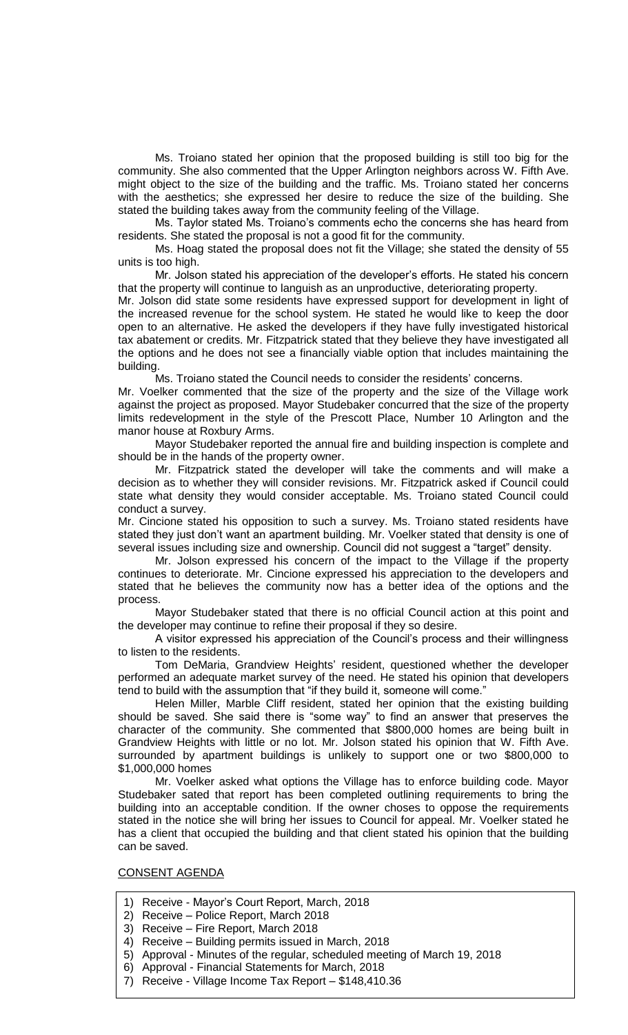Ms. Troiano stated her opinion that the proposed building is still too big for the community. She also commented that the Upper Arlington neighbors across W. Fifth Ave. might object to the size of the building and the traffic. Ms. Troiano stated her concerns with the aesthetics; she expressed her desire to reduce the size of the building. She stated the building takes away from the community feeling of the Village.

Ms. Taylor stated Ms. Troiano's comments echo the concerns she has heard from residents. She stated the proposal is not a good fit for the community.

Ms. Hoag stated the proposal does not fit the Village; she stated the density of 55 units is too high.

Mr. Jolson stated his appreciation of the developer's efforts. He stated his concern that the property will continue to languish as an unproductive, deteriorating property.

Mr. Jolson did state some residents have expressed support for development in light of the increased revenue for the school system. He stated he would like to keep the door open to an alternative. He asked the developers if they have fully investigated historical tax abatement or credits. Mr. Fitzpatrick stated that they believe they have investigated all the options and he does not see a financially viable option that includes maintaining the building.

Ms. Troiano stated the Council needs to consider the residents' concerns.

Mr. Voelker commented that the size of the property and the size of the Village work against the project as proposed. Mayor Studebaker concurred that the size of the property limits redevelopment in the style of the Prescott Place, Number 10 Arlington and the manor house at Roxbury Arms.

Mayor Studebaker reported the annual fire and building inspection is complete and should be in the hands of the property owner.

Mr. Fitzpatrick stated the developer will take the comments and will make a decision as to whether they will consider revisions. Mr. Fitzpatrick asked if Council could state what density they would consider acceptable. Ms. Troiano stated Council could conduct a survey.

Mr. Cincione stated his opposition to such a survey. Ms. Troiano stated residents have stated they just don't want an apartment building. Mr. Voelker stated that density is one of several issues including size and ownership. Council did not suggest a "target" density.

Mr. Jolson expressed his concern of the impact to the Village if the property continues to deteriorate. Mr. Cincione expressed his appreciation to the developers and stated that he believes the community now has a better idea of the options and the process.

Mayor Studebaker stated that there is no official Council action at this point and the developer may continue to refine their proposal if they so desire.

A visitor expressed his appreciation of the Council's process and their willingness to listen to the residents.

Tom DeMaria, Grandview Heights' resident, questioned whether the developer performed an adequate market survey of the need. He stated his opinion that developers tend to build with the assumption that "if they build it, someone will come."

Helen Miller, Marble Cliff resident, stated her opinion that the existing building should be saved. She said there is "some way" to find an answer that preserves the character of the community. She commented that $800,000 homes are being built in Grandview Heights with little or no lot. Mr. Jolson stated his opinion that W. Fifth Ave. surrounded by apartment buildings is unlikely to support one or two $800,000 to $1,000,000 homes

Mr. Voelker asked what options the Village has to enforce building code. Mayor Studebaker sated that report has been completed outlining requirements to bring the building into an acceptable condition. If the owner choses to oppose the requirements stated in the notice she will bring her issues to Council for appeal. Mr. Voelker stated he has a client that occupied the building and that client stated his opinion that the building can be saved.

## CONSENT AGENDA

1) Receive - Mayor's Court Report, March, 2018
2) Receive – Police Report, March 2018
3) Receive – Fire Report, March 2018
4) Receive – Building permits issued in March, 2018
5) Approval - Minutes of the regular, scheduled meeting of March 19, 2018
6) Approval - Financial Statements for March, 2018
7) Receive - Village Income Tax Report – $148,410.36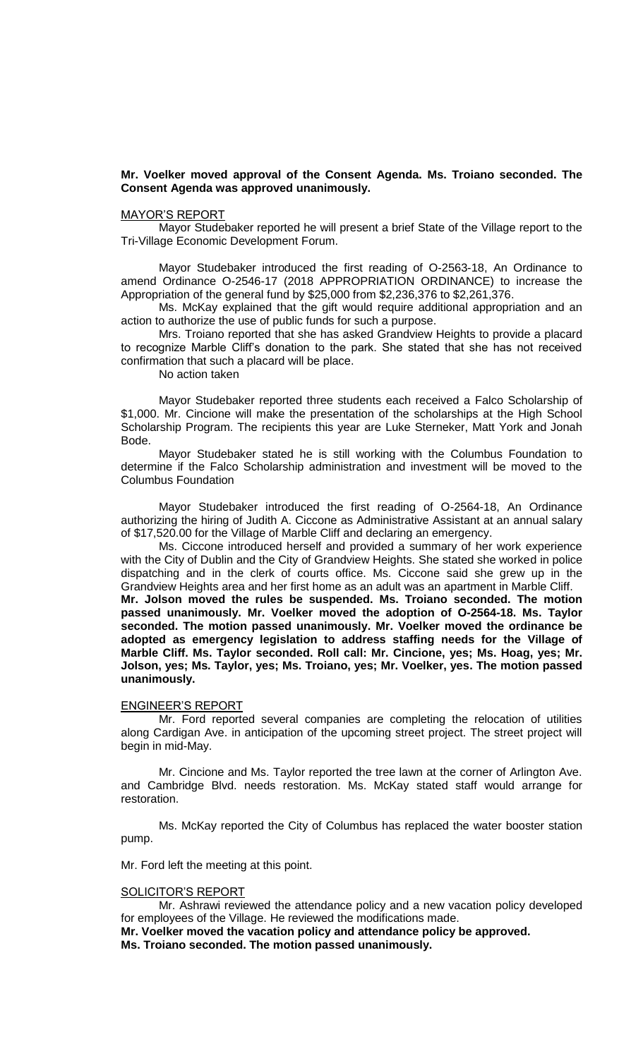**Mr. Voelker moved approval of the Consent Agenda. Ms. Troiano seconded. The Consent Agenda was approved unanimously.**

MAYOR'S REPORT

Mayor Studebaker reported he will present a brief State of the Village report to the Tri-Village Economic Development Forum.

Mayor Studebaker introduced the first reading of O-2563-18, An Ordinance to amend Ordinance O-2546-17 (2018 APPROPRIATION ORDINANCE) to increase the Appropriation of the general fund by $25,000 from $2,236,376 to $2,261,376.

Ms. McKay explained that the gift would require additional appropriation and an action to authorize the use of public funds for such a purpose.

Mrs. Troiano reported that she has asked Grandview Heights to provide a placard to recognize Marble Cliff's donation to the park. She stated that she has not received confirmation that such a placard will be place.

No action taken

Mayor Studebaker reported three students each received a Falco Scholarship of $1,000. Mr. Cincione will make the presentation of the scholarships at the High School Scholarship Program. The recipients this year are Luke Sterneker, Matt York and Jonah Bode.

Mayor Studebaker stated he is still working with the Columbus Foundation to determine if the Falco Scholarship administration and investment will be moved to the Columbus Foundation

Mayor Studebaker introduced the first reading of O-2564-18, An Ordinance authorizing the hiring of Judith A. Ciccone as Administrative Assistant at an annual salary of $17,520.00 for the Village of Marble Cliff and declaring an emergency.

Ms. Ciccone introduced herself and provided a summary of her work experience with the City of Dublin and the City of Grandview Heights. She stated she worked in police dispatching and in the clerk of courts office. Ms. Ciccone said she grew up in the Grandview Heights area and her first home as an adult was an apartment in Marble Cliff.

**Mr. Jolson moved the rules be suspended. Ms. Troiano seconded. The motion passed unanimously. Mr. Voelker moved the adoption of O-2564-18. Ms. Taylor seconded. The motion passed unanimously. Mr. Voelker moved the ordinance be adopted as emergency legislation to address staffing needs for the Village of Marble Cliff. Ms. Taylor seconded. Roll call: Mr. Cincione, yes; Ms. Hoag, yes; Mr. Jolson, yes; Ms. Taylor, yes; Ms. Troiano, yes; Mr. Voelker, yes. The motion passed unanimously.**

ENGINEER'S REPORT

Mr. Ford reported several companies are completing the relocation of utilities along Cardigan Ave. in anticipation of the upcoming street project. The street project will begin in mid-May.

Mr. Cincione and Ms. Taylor reported the tree lawn at the corner of Arlington Ave. and Cambridge Blvd. needs restoration. Ms. McKay stated staff would arrange for restoration.

Ms. McKay reported the City of Columbus has replaced the water booster station pump.

Mr. Ford left the meeting at this point.

SOLICITOR'S REPORT

Mr. Ashrawi reviewed the attendance policy and a new vacation policy developed for employees of the Village. He reviewed the modifications made.

**Mr. Voelker moved the vacation policy and attendance policy be approved.**
**Ms. Troiano seconded. The motion passed unanimously.**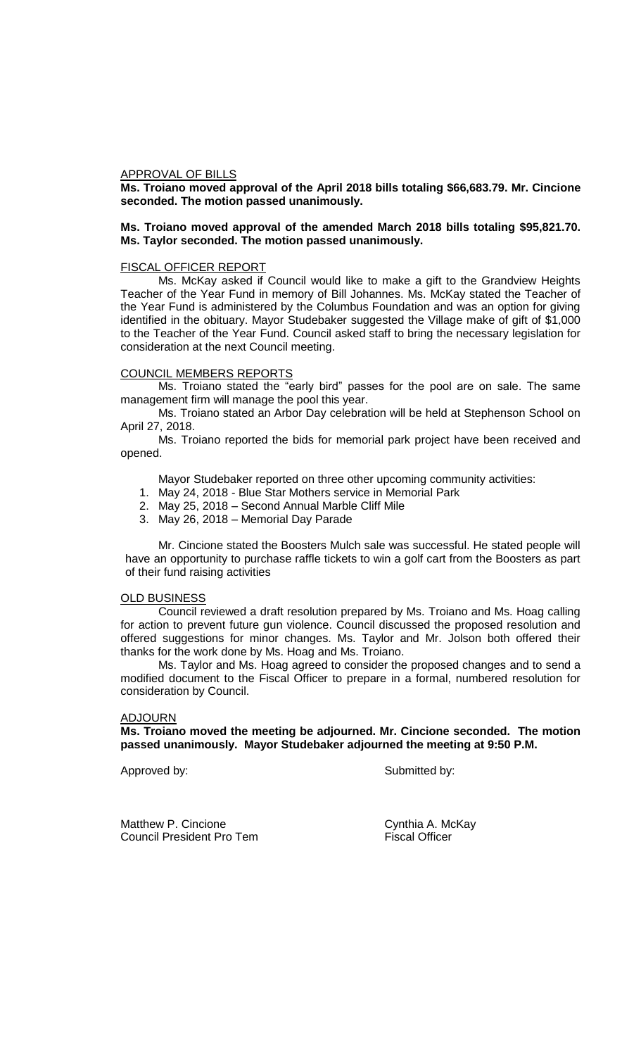APPROVAL OF BILLS

**Ms. Troiano moved approval of the April 2018 bills totaling $66,683.79. Mr. Cincione seconded. The motion passed unanimously.**

**Ms. Troiano moved approval of the amended March 2018 bills totaling $95,821.70. Ms. Taylor seconded. The motion passed unanimously.**

FISCAL OFFICER REPORT

Ms. McKay asked if Council would like to make a gift to the Grandview Heights Teacher of the Year Fund in memory of Bill Johannes. Ms. McKay stated the Teacher of the Year Fund is administered by the Columbus Foundation and was an option for giving identified in the obituary. Mayor Studebaker suggested the Village make of gift of $1,000 to the Teacher of the Year Fund. Council asked staff to bring the necessary legislation for consideration at the next Council meeting.

COUNCIL MEMBERS REPORTS

Ms. Troiano stated the "early bird" passes for the pool are on sale. The same management firm will manage the pool this year.

Ms. Troiano stated an Arbor Day celebration will be held at Stephenson School on April 27, 2018.

Ms. Troiano reported the bids for memorial park project have been received and opened.

Mayor Studebaker reported on three other upcoming community activities:

1. May 24, 2018 - Blue Star Mothers service in Memorial Park
2. May 25, 2018 – Second Annual Marble Cliff Mile
3. May 26, 2018 – Memorial Day Parade

Mr. Cincione stated the Boosters Mulch sale was successful. He stated people will have an opportunity to purchase raffle tickets to win a golf cart from the Boosters as part of their fund raising activities

OLD BUSINESS

Council reviewed a draft resolution prepared by Ms. Troiano and Ms. Hoag calling for action to prevent future gun violence. Council discussed the proposed resolution and offered suggestions for minor changes. Ms. Taylor and Mr. Jolson both offered their thanks for the work done by Ms. Hoag and Ms. Troiano.

Ms. Taylor and Ms. Hoag agreed to consider the proposed changes and to send a modified document to the Fiscal Officer to prepare in a formal, numbered resolution for consideration by Council.

ADJOURN

**Ms. Troiano moved the meeting be adjourned. Mr. Cincione seconded. The motion passed unanimously. Mayor Studebaker adjourned the meeting at 9:50 P.M.**

Approved by: Submitted by:

Matthew P. Cincione
Council President Pro Tem

Cynthia A. McKay
Fiscal Officer